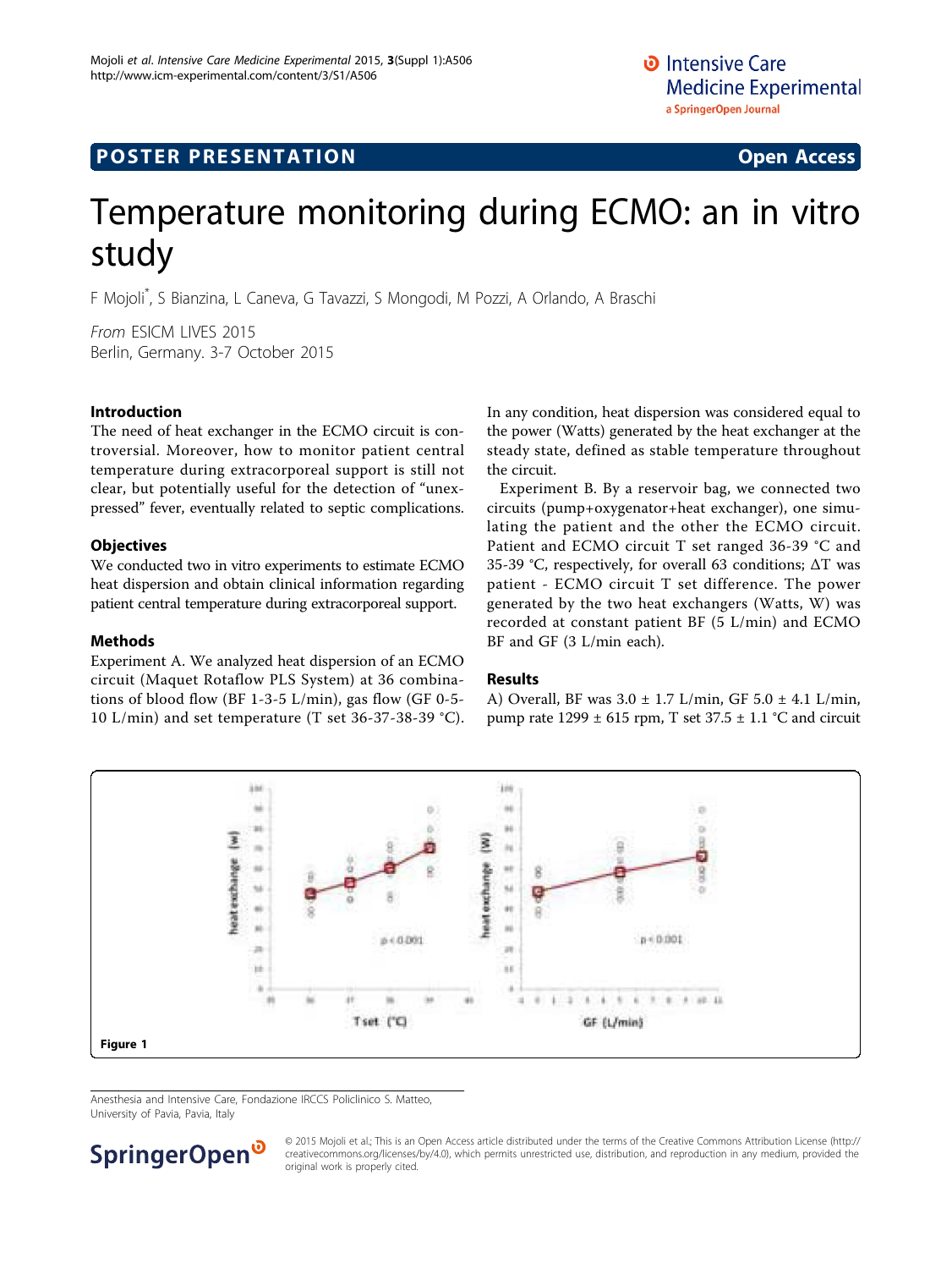# Temperature monitoring during ECMO: an in vitro study

F Mojoli[*], S Bianzina, L Caneva, G Tavazzi, S Mongodi, M Pozzi, A Orlando, A Braschi

*From* ESICM LIVES 2015
Berlin, Germany. 3-7 October 2015

## Introduction

The need of heat exchanger in the ECMO circuit is controversial. Moreover, how to monitor patient central temperature during extracorporeal support is still not clear, but potentially useful for the detection of "unexpressed" fever, eventually related to septic complications.

## Objectives

We conducted two in vitro experiments to estimate ECMO heat dispersion and obtain clinical information regarding patient central temperature during extracorporeal support.

## Methods

Experiment A. We analyzed heat dispersion of an ECMO circuit (Maquet Rotaflow PLS System) at 36 combinations of blood flow (BF 1-3-5 L/min), gas flow (GF 0-5-10 L/min) and set temperature (T set 36-37-38-39 °C). In any condition, heat dispersion was considered equal to the power (Watts) generated by the heat exchanger at the steady state, defined as stable temperature throughout the circuit.

Experiment B. By a reservoir bag, we connected two circuits (pump+oxygenator+heat exchanger), one simulating the patient and the other the ECMO circuit. Patient and ECMO circuit T set ranged 36-39 °C and 35-39 °C, respectively, for overall 63 conditions; $\Delta T$ was patient - ECMO circuit T set difference. The power generated by the two heat exchangers (Watts, W) was recorded at constant patient BF (5 L/min) and ECMO BF and GF (3 L/min each).

## Results

A) Overall, BF was 3.0 ± 1.7 L/min, GF 5.0 ± 4.1 L/min, pump rate 1299 ± 615 rpm, T set 37.5 ± 1.1 °C and circuit

Figure 1

Anesthesia and Intensive Care, Fondazione IRCCS Policlinico S. Matteo, University of Pavia, Pavia, Italy

© 2015 Mojoli et al.; This is an Open Access article distributed under the terms of the Creative Commons Attribution License (http://creativecommons.org/licenses/by/4.0), which permits unrestricted use, distribution, and reproduction in any medium, provided the original work is properly cited.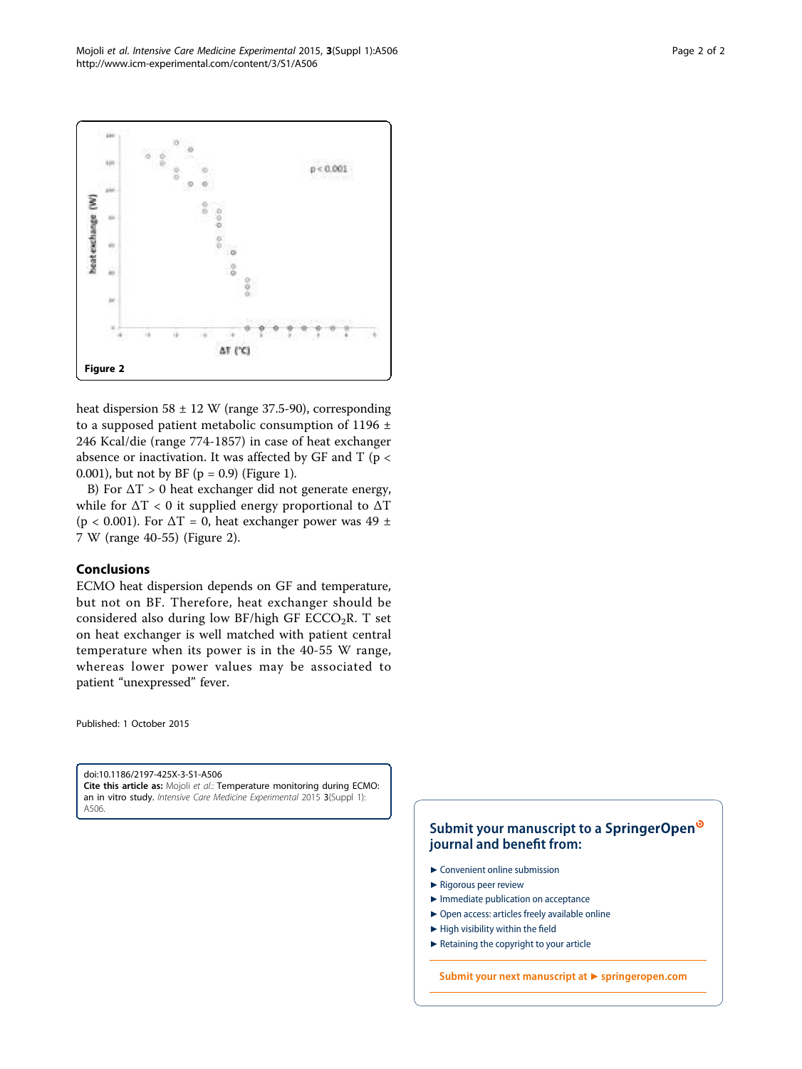heat exchange (W)

p < 0.001

ΔT (°C)

Figure 2

heat dispersion 58 ± 12 W (range 37.5-90), corresponding to a supposed patient metabolic consumption of 1196 ± 246 Kcal/die (range 774-1857) in case of heat exchanger absence or inactivation. It was affected by GF and T ($p < 0.001$), but not by BF ($p = 0.9$) (Figure 1).

B) For $\Delta T > 0$ heat exchanger did not generate energy, while for $\Delta T < 0$ it supplied energy proportional to $\Delta T$ ($p < 0.001$). For $\Delta T = 0$, heat exchanger power was 49 ± 7 W (range 40-55) (Figure 2).

## Conclusions

ECMO heat dispersion depends on GF and temperature, but not on BF. Therefore, heat exchanger should be considered also during low BF/high GF $ECCO_2R$. T set on heat exchanger is well matched with patient central temperature when its power is in the 40-55 W range, whereas lower power values may be associated to patient "unexpressed" fever.

Published: 1 October 2015

doi:10.1186/2197-425X-3-S1-A506
**Cite this article as:** Mojoli *et al.*: Temperature monitoring during ECMO: an in vitro study. *Intensive Care Medicine Experimental* 2015 **3**(Suppl 1): A506.